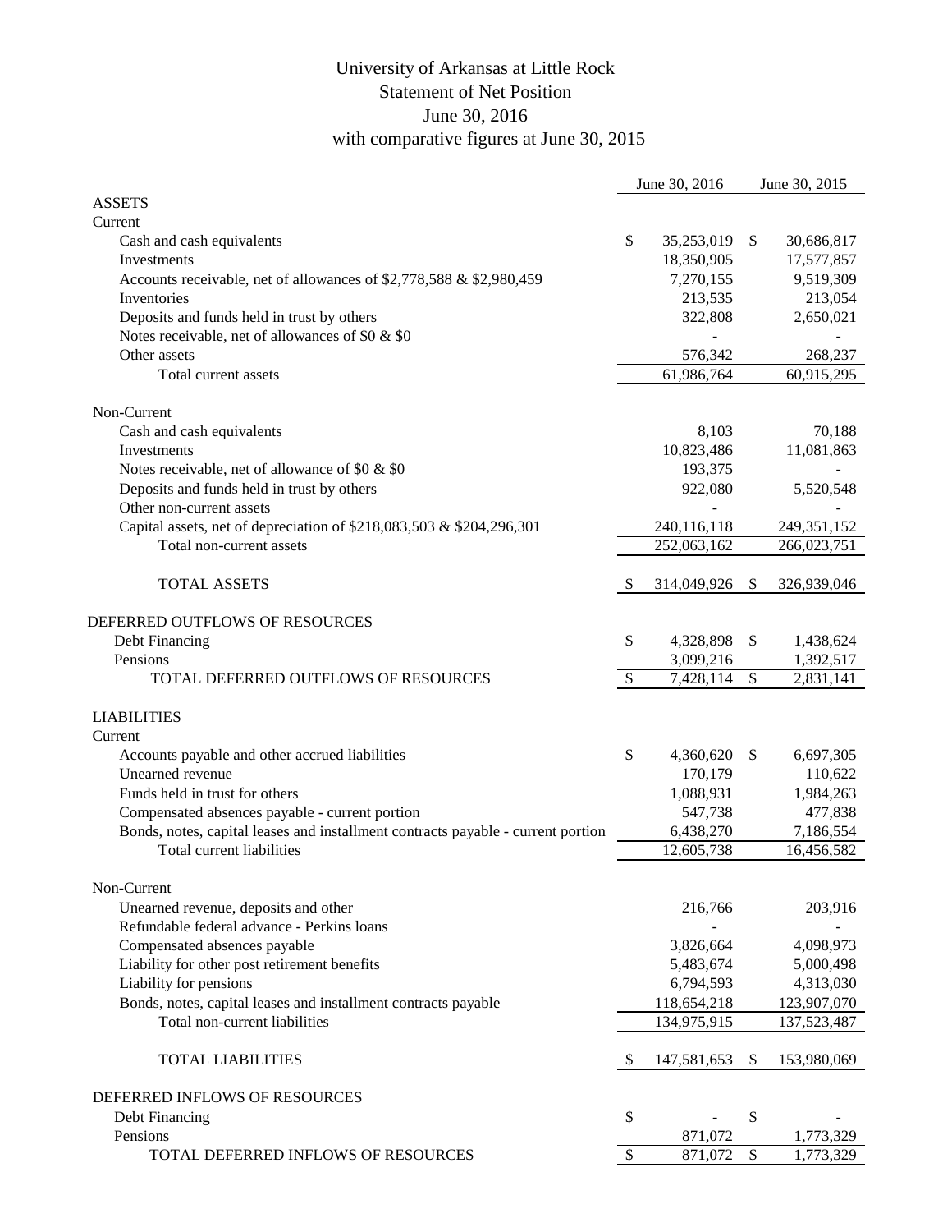# University of Arkansas at Little Rock
## Statement of Net Position
## June 30, 2016
## with comparative figures at June 30, 2015

| | June 30, 2016 | June 30, 2015 |
|---|---|---|
| **ASSETS** | | |
| Current | | |
| Cash and cash equivalents | $ 35,253,019 | $ 30,686,817 |
| Investments | 18,350,905 | 17,577,857 |
| Accounts receivable, net of allowances of $2,778,588 & $2,980,459 | 7,270,155 | 9,519,309 |
| Inventories | 213,535 | 213,054 |
| Deposits and funds held in trust by others | 322,808 | 2,650,021 |
| Notes receivable, net of allowances of $0 & $0 | - | - |
| Other assets | 576,342 | 268,237 |
| Total current assets | 61,986,764 | 60,915,295 |
| | | |
| Non-Current | | |
| Cash and cash equivalents | 8,103 | 70,188 |
| Investments | 10,823,486 | 11,081,863 |
| Notes receivable, net of allowance of $0 & $0 | 193,375 | - |
| Deposits and funds held in trust by others | 922,080 | 5,520,548 |
| Other non-current assets | - | - |
| Capital assets, net of depreciation of $218,083,503 & $204,296,301 | 240,116,118 | 249,351,152 |
| Total non-current assets | 252,063,162 | 266,023,751 |
| | | |
| TOTAL ASSETS | $ 314,049,926 | $ 326,939,046 |
| | | |
| **DEFERRED OUTFLOWS OF RESOURCES** | | |
| Debt Financing | $ 4,328,898 | $ 1,438,624 |
| Pensions | 3,099,216 | 1,392,517 |
| TOTAL DEFERRED OUTFLOWS OF RESOURCES | $ 7,428,114 | $ 2,831,141 |
| | | |
| **LIABILITIES** | | |
| Current | | |
| Accounts payable and other accrued liabilities | $ 4,360,620 | $ 6,697,305 |
| Unearned revenue | 170,179 | 110,622 |
| Funds held in trust for others | 1,088,931 | 1,984,263 |
| Compensated absences payable - current portion | 547,738 | 477,838 |
| Bonds, notes, capital leases and installment contracts payable - current portion | 6,438,270 | 7,186,554 |
| Total current liabilities | 12,605,738 | 16,456,582 |
| | | |
| Non-Current | | |
| Unearned revenue, deposits and other | 216,766 | 203,916 |
| Refundable federal advance - Perkins loans | - | - |
| Compensated absences payable | 3,826,664 | 4,098,973 |
| Liability for other post retirement benefits | 5,483,674 | 5,000,498 |
| Liability for pensions | 6,794,593 | 4,313,030 |
| Bonds, notes, capital leases and installment contracts payable | 118,654,218 | 123,907,070 |
| Total non-current liabilities | 134,975,915 | 137,523,487 |
| | | |
| TOTAL LIABILITIES | $ 147,581,653 | $ 153,980,069 |
| | | |
| **DEFERRED INFLOWS OF RESOURCES** | | |
| Debt Financing | $ - | $ - |
| Pensions | 871,072 | 1,773,329 |
| TOTAL DEFERRED INFLOWS OF RESOURCES | $ 871,072 | $ 1,773,329 |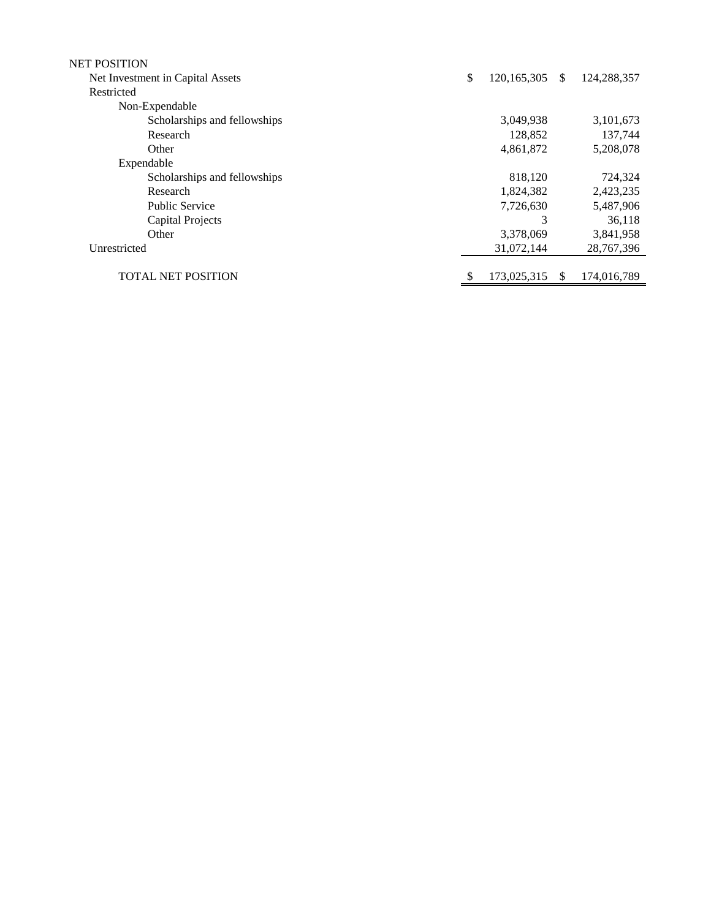| NET POSITION | | |
|---|---|---|
| Net Investment in Capital Assets | $ 120,165,305 | $ 124,288,357 |
| Restricted | | |
| Non-Expendable | | |
| Scholarships and fellowships | 3,049,938 | 3,101,673 |
| Research | 128,852 | 137,744 |
| Other | 4,861,872 | 5,208,078 |
| Expendable | | |
| Scholarships and fellowships | 818,120 | 724,324 |
| Research | 1,824,382 | 2,423,235 |
| Public Service | 7,726,630 | 5,487,906 |
| Capital Projects | 3 | 36,118 |
| Other | 3,378,069 | 3,841,958 |
| Unrestricted | 31,072,144 | 28,767,396 |
| TOTAL NET POSITION | $ 173,025,315 | $ 174,016,789 |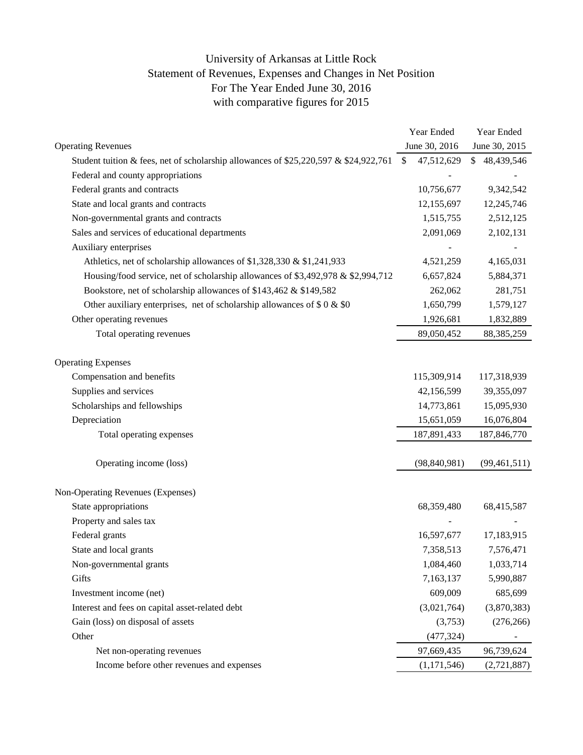# University of Arkansas at Little Rock
## Statement of Revenues, Expenses and Changes in Net Position
## For The Year Ended June 30, 2016
## with comparative figures for 2015

| | Year Ended June 30, 2016 | Year Ended June 30, 2015 |
|---|---|---|
| **Operating Revenues** | | |
| Student tuition & fees, net of scholarship allowances of $25,220,597 & $24,922,761 | $ 47,512,629 | $ 48,439,546 |
| Federal and county appropriations | - | - |
| Federal grants and contracts | 10,756,677 | 9,342,542 |
| State and local grants and contracts | 12,155,697 | 12,245,746 |
| Non-governmental grants and contracts | 1,515,755 | 2,512,125 |
| Sales and services of educational departments | 2,091,069 | 2,102,131 |
| Auxiliary enterprises | - | - |
| Athletics, net of scholarship allowances of $1,328,330 & $1,241,933 | 4,521,259 | 4,165,031 |
| Housing/food service, net of scholarship allowances of $3,492,978 & $2,994,712 | 6,657,824 | 5,884,371 |
| Bookstore, net of scholarship allowances of $143,462 & $149,582 | 262,062 | 281,751 |
| Other auxiliary enterprises, net of scholarship allowances of $ 0 & $0 | 1,650,799 | 1,579,127 |
| Other operating revenues | 1,926,681 | 1,832,889 |
| Total operating revenues | 89,050,452 | 88,385,259 |
| | | |
| **Operating Expenses** | | |
| Compensation and benefits | 115,309,914 | 117,318,939 |
| Supplies and services | 42,156,599 | 39,355,097 |
| Scholarships and fellowships | 14,773,861 | 15,095,930 |
| Depreciation | 15,651,059 | 16,076,804 |
| Total operating expenses | 187,891,433 | 187,846,770 |
| | | |
| Operating income (loss) | (98,840,981) | (99,461,511) |
| | | |
| **Non-Operating Revenues (Expenses)** | | |
| State appropriations | 68,359,480 | 68,415,587 |
| Property and sales tax | - | - |
| Federal grants | 16,597,677 | 17,183,915 |
| State and local grants | 7,358,513 | 7,576,471 |
| Non-governmental grants | 1,084,460 | 1,033,714 |
| Gifts | 7,163,137 | 5,990,887 |
| Investment income (net) | 609,009 | 685,699 |
| Interest and fees on capital asset-related debt | (3,021,764) | (3,870,383) |
| Gain (loss) on disposal of assets | (3,753) | (276,266) |
| Other | (477,324) | - |
| Net non-operating revenues | 97,669,435 | 96,739,624 |
| Income before other revenues and expenses | (1,171,546) | (2,721,887) |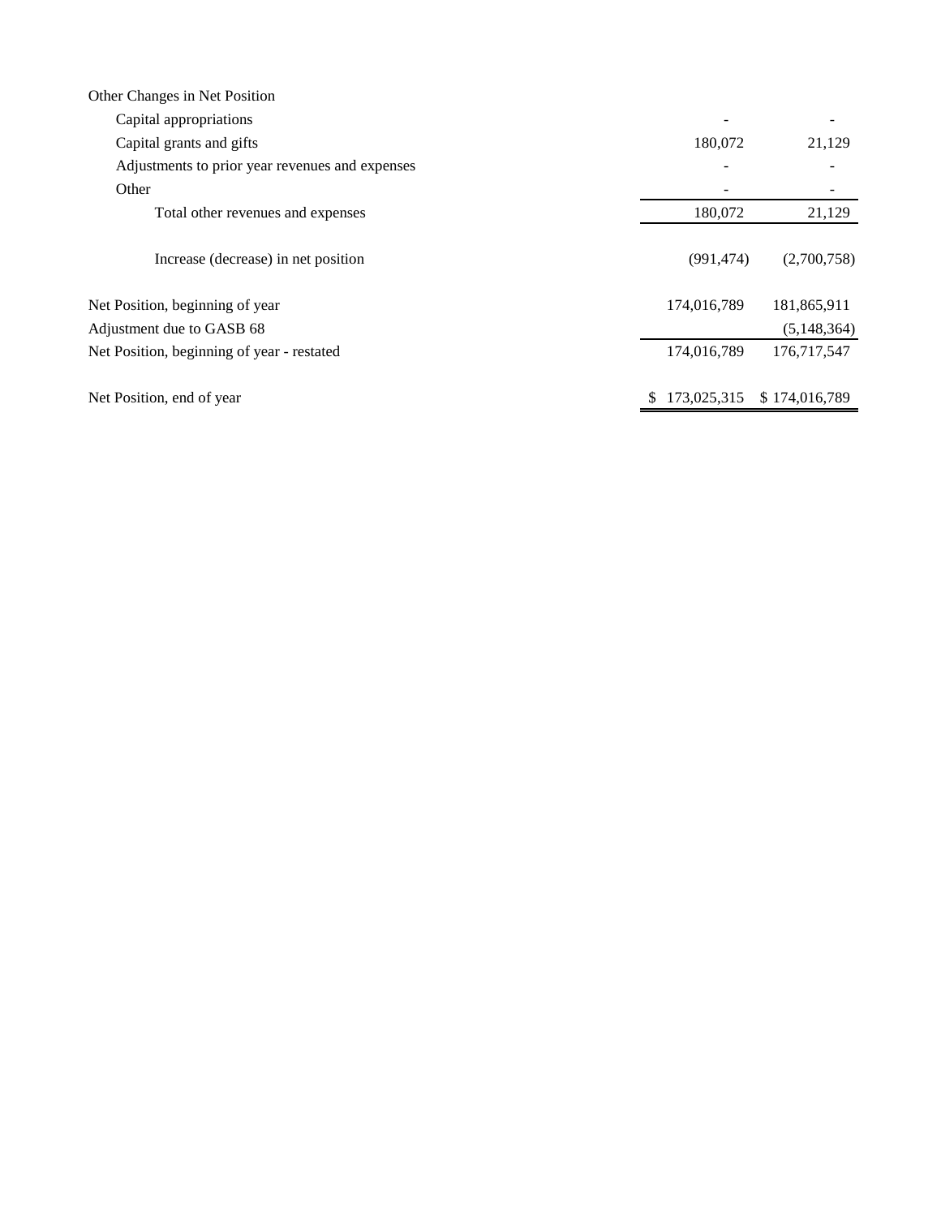| | | |
|---|---|---|
| Other Changes in Net Position | | |
| Capital appropriations | - | - |
| Capital grants and gifts | 180,072 | 21,129 |
| Adjustments to prior year revenues and expenses | - | - |
| Other | - | - |
| Total other revenues and expenses | 180,072 | 21,129 |
| Increase (decrease) in net position | (991,474) | (2,700,758) |
| Net Position, beginning of year | 174,016,789 | 181,865,911 |
| Adjustment due to GASB 68 | | (5,148,364) |
| Net Position, beginning of year - restated | 174,016,789 | 176,717,547 |
| Net Position, end of year | $ 173,025,315 | $ 174,016,789 |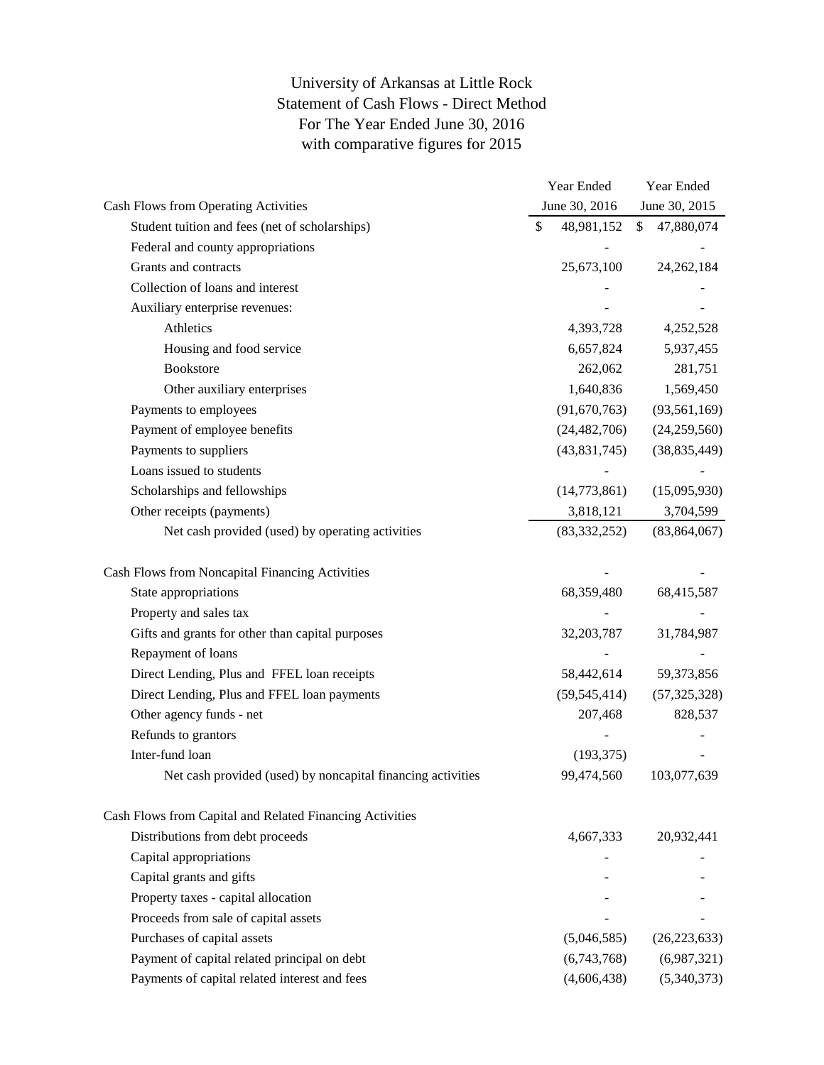# University of Arkansas at Little Rock
## Statement of Cash Flows - Direct Method
## For The Year Ended June 30, 2016
## with comparative figures for 2015

| | Year Ended June 30, 2016 | Year Ended June 30, 2015 |
|---|---|---|
| **Cash Flows from Operating Activities** | | |
| Student tuition and fees (net of scholarships) | $ 48,981,152 | $ 47,880,074 |
| Federal and county appropriations | - | - |
| Grants and contracts | 25,673,100 | 24,262,184 |
| Collection of loans and interest | - | - |
| Auxiliary enterprise revenues: | - | - |
| Athletics | 4,393,728 | 4,252,528 |
| Housing and food service | 6,657,824 | 5,937,455 |
| Bookstore | 262,062 | 281,751 |
| Other auxiliary enterprises | 1,640,836 | 1,569,450 |
| Payments to employees | (91,670,763) | (93,561,169) |
| Payment of employee benefits | (24,482,706) | (24,259,560) |
| Payments to suppliers | (43,831,745) | (38,835,449) |
| Loans issued to students | - | - |
| Scholarships and fellowships | (14,773,861) | (15,095,930) |
| Other receipts (payments) | 3,818,121 | 3,704,599 |
| Net cash provided (used) by operating activities | (83,332,252) | (83,864,067) |
| | | |
| **Cash Flows from Noncapital Financing Activities** | - | - |
| State appropriations | 68,359,480 | 68,415,587 |
| Property and sales tax | - | - |
| Gifts and grants for other than capital purposes | 32,203,787 | 31,784,987 |
| Repayment of loans | - | - |
| Direct Lending, Plus and FFEL loan receipts | 58,442,614 | 59,373,856 |
| Direct Lending, Plus and FFEL loan payments | (59,545,414) | (57,325,328) |
| Other agency funds - net | 207,468 | 828,537 |
| Refunds to grantors | - | - |
| Inter-fund loan | (193,375) | - |
| Net cash provided (used) by noncapital financing activities | 99,474,560 | 103,077,639 |
| | | |
| **Cash Flows from Capital and Related Financing Activities** | | |
| Distributions from debt proceeds | 4,667,333 | 20,932,441 |
| Capital appropriations | - | - |
| Capital grants and gifts | - | - |
| Property taxes - capital allocation | - | - |
| Proceeds from sale of capital assets | - | - |
| Purchases of capital assets | (5,046,585) | (26,223,633) |
| Payment of capital related principal on debt | (6,743,768) | (6,987,321) |
| Payments of capital related interest and fees | (4,606,438) | (5,340,373) |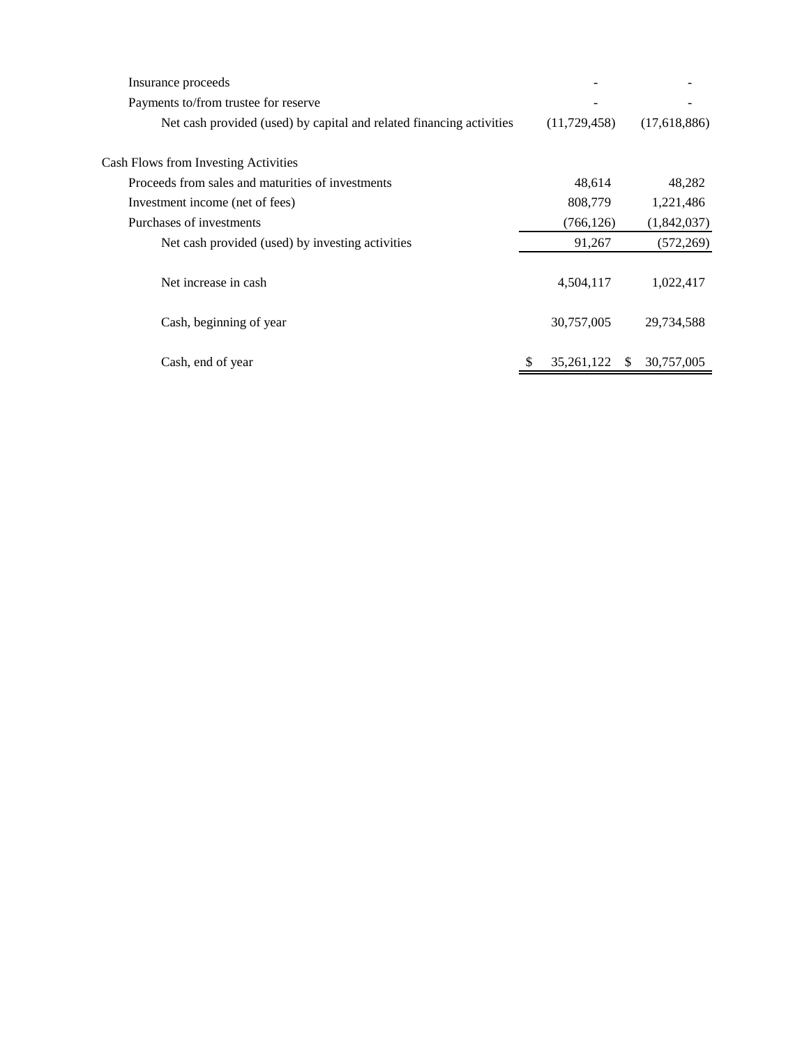| | | |
|---|---|---|
| Insurance proceeds | - | - |
| Payments to/from trustee for reserve | - | - |
| Net cash provided (used) by capital and related financing activities | (11,729,458) | (17,618,886) |
| | | |
| Cash Flows from Investing Activities | | |
| Proceeds from sales and maturities of investments | 48,614 | 48,282 |
| Investment income (net of fees) | 808,779 | 1,221,486 |
| Purchases of investments | (766,126) | (1,842,037) |
| Net cash provided (used) by investing activities | 91,267 | (572,269) |
| | | |
| Net increase in cash | 4,504,117 | 1,022,417 |
| | | |
| Cash, beginning of year | 30,757,005 | 29,734,588 |
| | | |
| Cash, end of year | $ 35,261,122 | $ 30,757,005 |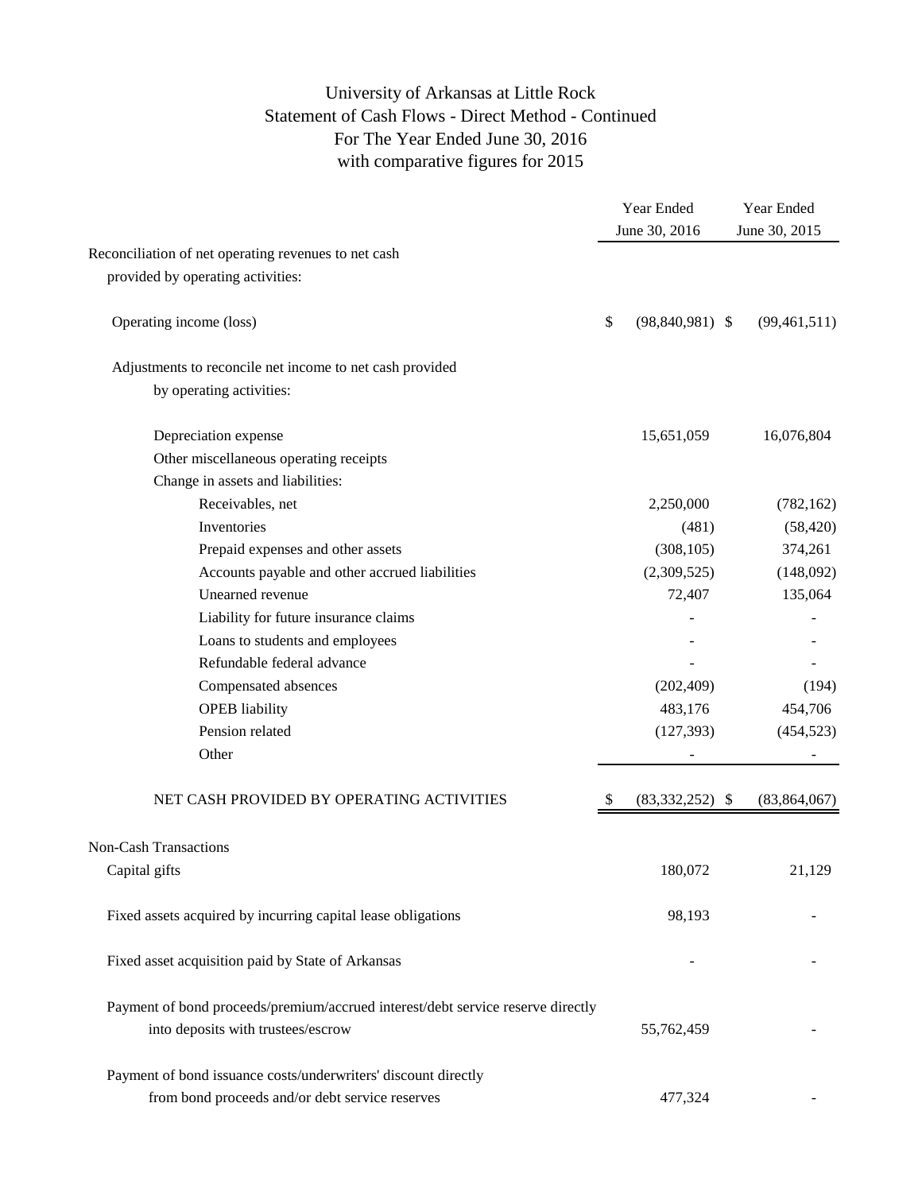# University of Arkansas at Little Rock
## Statement of Cash Flows - Direct Method - Continued
## For The Year Ended June 30, 2016
## with comparative figures for 2015

| | Year Ended June 30, 2016 | Year Ended June 30, 2015 |
|---|---|---|
| Reconciliation of net operating revenues to net cash provided by operating activities: | | |
| Operating income (loss) | $ (98,840,981) | $ (99,461,511) |
| Adjustments to reconcile net income to net cash provided by operating activities: | | |
| Depreciation expense | 15,651,059 | 16,076,804 |
| Other miscellaneous operating receipts | | |
| Change in assets and liabilities: | | |
| Receivables, net | 2,250,000 | (782,162) |
| Inventories | (481) | (58,420) |
| Prepaid expenses and other assets | (308,105) | 374,261 |
| Accounts payable and other accrued liabilities | (2,309,525) | (148,092) |
| Unearned revenue | 72,407 | 135,064 |
| Liability for future insurance claims | - | - |
| Loans to students and employees | - | - |
| Refundable federal advance | - | - |
| Compensated absences | (202,409) | (194) |
| OPEB liability | 483,176 | 454,706 |
| Pension related | (127,393) | (454,523) |
| Other | - | - |
| NET CASH PROVIDED BY OPERATING ACTIVITIES | $ (83,332,252) | $ (83,864,067) |
| Non-Cash Transactions | | |
| Capital gifts | 180,072 | 21,129 |
| Fixed assets acquired by incurring capital lease obligations | 98,193 | - |
| Fixed asset acquisition paid by State of Arkansas | - | - |
| Payment of bond proceeds/premium/accrued interest/debt service reserve directly into deposits with trustees/escrow | 55,762,459 | - |
| Payment of bond issuance costs/underwriters' discount directly from bond proceeds and/or debt service reserves | 477,324 | - |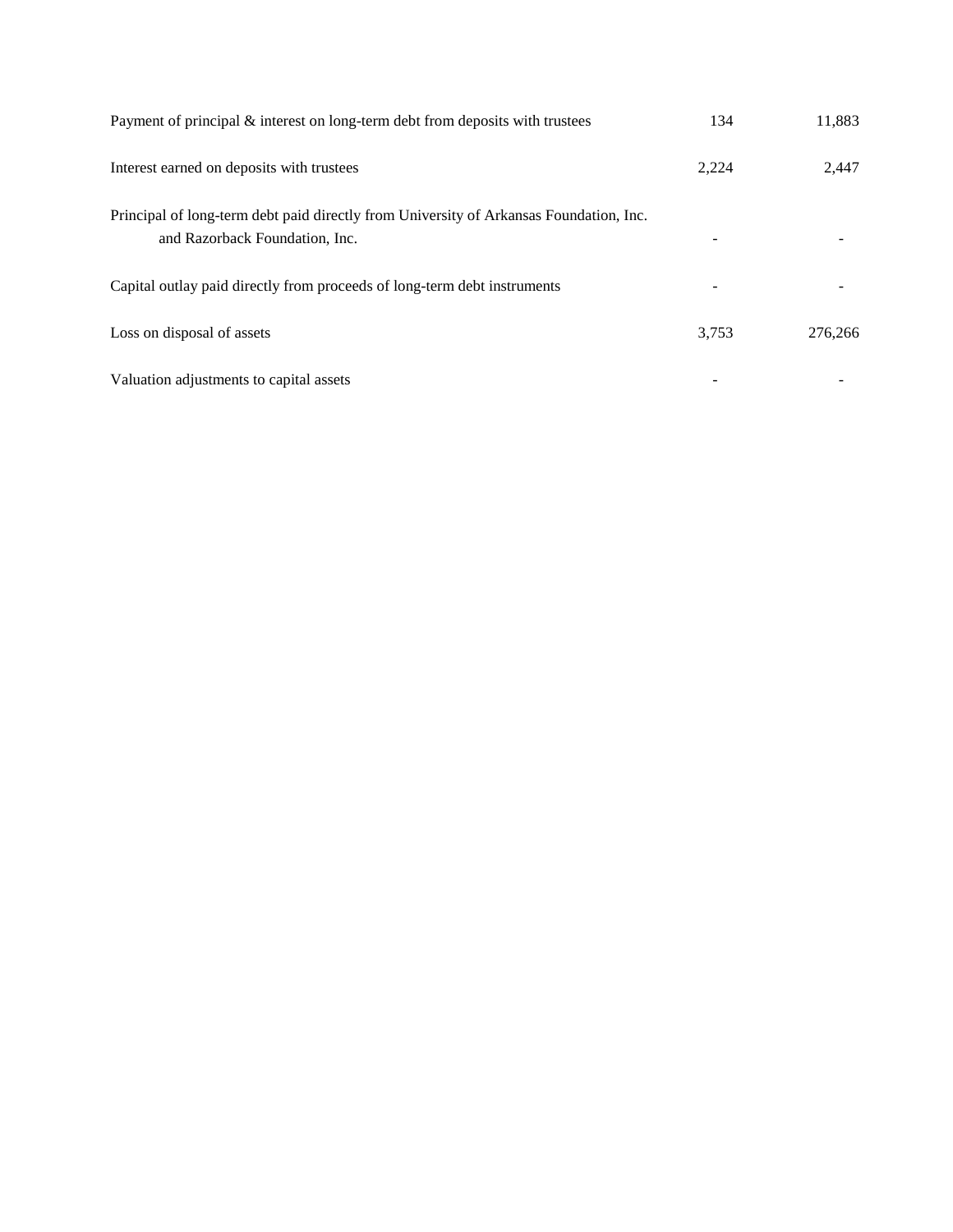| | | |
|---|---|---|
| Payment of principal & interest on long-term debt from deposits with trustees | 134 | 11,883 |
| Interest earned on deposits with trustees | 2,224 | 2,447 |
| Principal of long-term debt paid directly from University of Arkansas Foundation, Inc. and Razorback Foundation, Inc. | - | - |
| Capital outlay paid directly from proceeds of long-term debt instruments | - | - |
| Loss on disposal of assets | 3,753 | 276,266 |
| Valuation adjustments to capital assets | - | - |